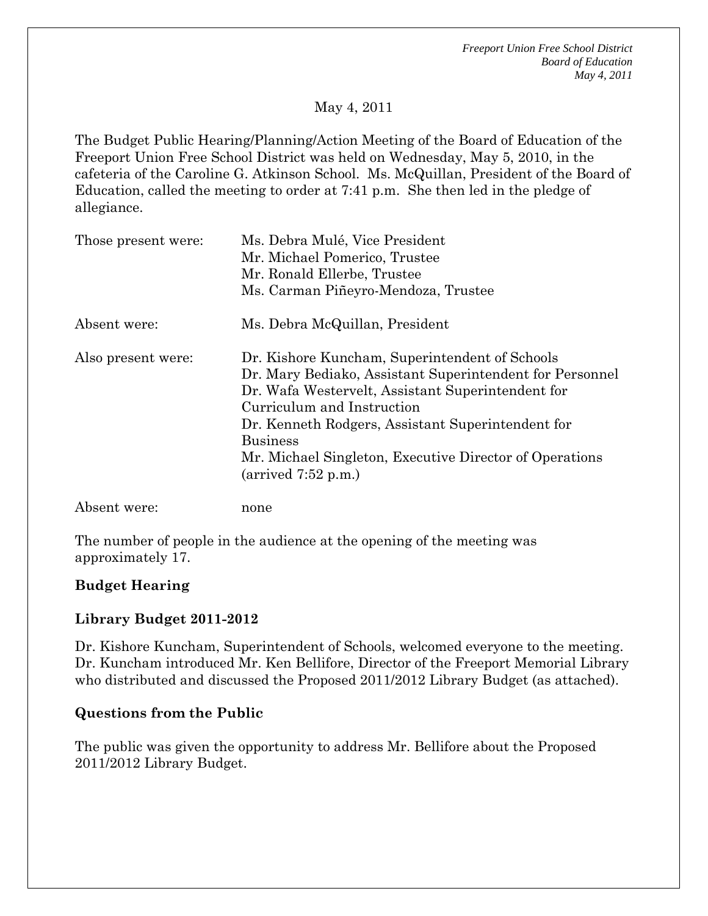May 4, 2011

The Budget Public Hearing/Planning/Action Meeting of the Board of Education of the Freeport Union Free School District was held on Wednesday, May 5, 2010, in the cafeteria of the Caroline G. Atkinson School. Ms. McQuillan, President of the Board of Education, called the meeting to order at 7:41 p.m. She then led in the pledge of allegiance.

| | |
|---|---|
| Those present were: | Ms. Debra Mulé, Vice President<br>Mr. Michael Pomerico, Trustee<br>Mr. Ronald Ellerbe, Trustee<br>Ms. Carman Piñeyro-Mendoza, Trustee |
| Absent were: | Ms. Debra McQuillan, President |
| Also present were: | Dr. Kishore Kuncham, Superintendent of Schools<br>Dr. Mary Bediako, Assistant Superintendent for Personnel<br>Dr. Wafa Westervelt, Assistant Superintendent for Curriculum and Instruction<br>Dr. Kenneth Rodgers, Assistant Superintendent for Business<br>Mr. Michael Singleton, Executive Director of Operations (arrived 7:52 p.m.) |
| Absent were: | none |

The number of people in the audience at the opening of the meeting was approximately 17.

**Budget Hearing**

**Library Budget 2011-2012**

Dr. Kishore Kuncham, Superintendent of Schools, welcomed everyone to the meeting. Dr. Kuncham introduced Mr. Ken Bellifore, Director of the Freeport Memorial Library who distributed and discussed the Proposed 2011/2012 Library Budget (as attached).

**Questions from the Public**

The public was given the opportunity to address Mr. Bellifore about the Proposed 2011/2012 Library Budget.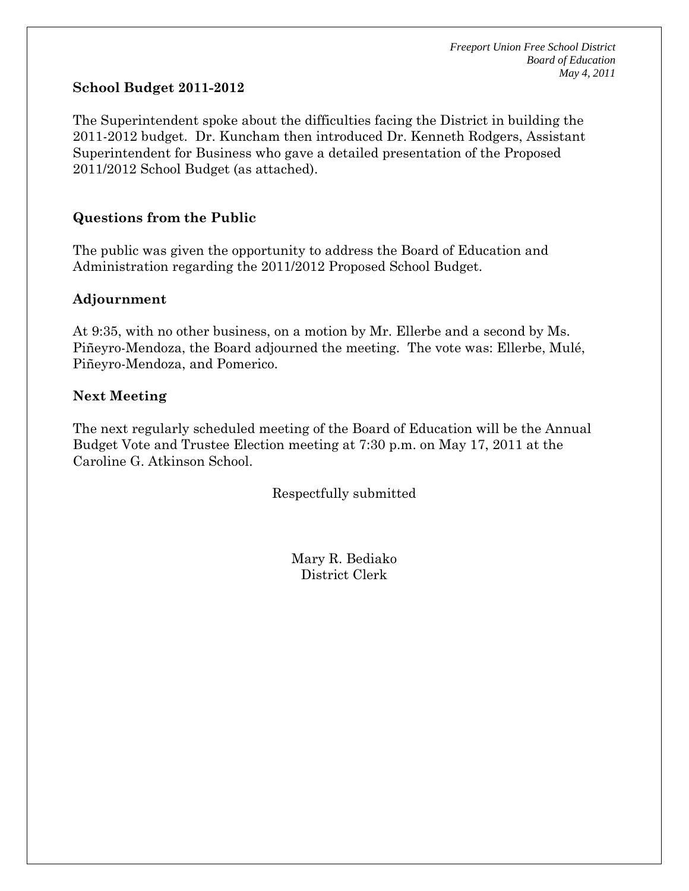**School Budget 2011-2012**

The Superintendent spoke about the difficulties facing the District in building the 2011-2012 budget. Dr. Kuncham then introduced Dr. Kenneth Rodgers, Assistant Superintendent for Business who gave a detailed presentation of the Proposed 2011/2012 School Budget (as attached).

**Questions from the Public**

The public was given the opportunity to address the Board of Education and Administration regarding the 2011/2012 Proposed School Budget.

**Adjournment**

At 9:35, with no other business, on a motion by Mr. Ellerbe and a second by Ms. Piñeyro-Mendoza, the Board adjourned the meeting. The vote was: Ellerbe, Mulé, Piñeyro-Mendoza, and Pomerico.

**Next Meeting**

The next regularly scheduled meeting of the Board of Education will be the Annual Budget Vote and Trustee Election meeting at 7:30 p.m. on May 17, 2011 at the Caroline G. Atkinson School.

Respectfully submitted

Mary R. Bediako
District Clerk